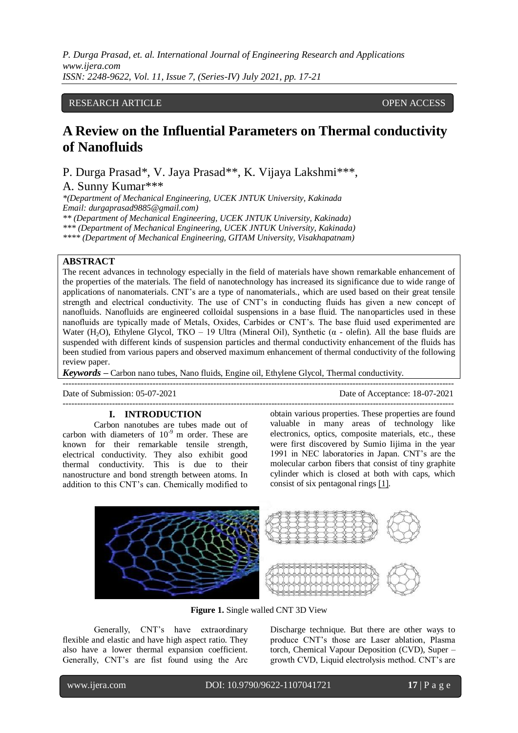RESEARCH ARTICLE OPEN ACCESS

# A Review on the Influential Parameters on Thermal conductivity of Nanofluids

P. Durga Prasad*, V. Jaya Prasad**, K. Vijaya Lakshmi***, A. Sunny Kumar***

*(Department of Mechanical Engineering, UCEK JNTUK University, Kakinada
Email: durgaprasad9885@gmail.com)
** (Department of Mechanical Engineering, UCEK JNTUK University, Kakinada)
*** (Department of Mechanical Engineering, UCEK JNTUK University, Kakinada)
**** (Department of Mechanical Engineering, GITAM University, Visakhapatnam)

## ABSTRACT

The recent advances in technology especially in the field of materials have shown remarkable enhancement of the properties of the materials. The field of nanotechnology has increased its significance due to wide range of applications of nanomaterials. CNT's are a type of nanomaterials., which are used based on their great tensile strength and electrical conductivity. The use of CNT's in conducting fluids has given a new concept of nanofluids. Nanofluids are engineered colloidal suspensions in a base fluid. The nanoparticles used in these nanofluids are typically made of Metals, Oxides, Carbides or CNT's. The base fluid used experimented are Water ($H_2O$), Ethylene Glycol, TKO – 19 Ultra (Mineral Oil), Synthetic (α - olefin). All the base fluids are suspended with different kinds of suspension particles and thermal conductivity enhancement of the fluids has been studied from various papers and observed maximum enhancement of thermal conductivity of the following review paper.

***Keywords*** – Carbon nano tubes, Nano fluids, Engine oil, Ethylene Glycol, Thermal conductivity.

Date of Submission: 05-07-2021 Date of Acceptance: 18-07-2021

## I. INTRODUCTION

Carbon nanotubes are tubes made out of carbon with diameters of $10^{-9}$ m order. These are known for their remarkable tensile strength, electrical conductivity. They also exhibit good thermal conductivity. This is due to their nanostructure and bond strength between atoms. In addition to this CNT's can. Chemically modified to obtain various properties. These properties are found valuable in many areas of technology like electronics, optics, composite materials, etc., these were first discovered by Sumio Iijima in the year 1991 in NEC laboratories in Japan. CNT's are the molecular carbon fibers that consist of tiny graphite cylinder which is closed at both with caps, which consist of six pentagonal rings [1].

**Figure 1.** Single walled CNT 3D View

Generally, CNT's have extraordinary flexible and elastic and have high aspect ratio. They also have a lower thermal expansion coefficient. Generally, CNT's are fist found using the Arc Discharge technique. But there are other ways to produce CNT's those are Laser ablation, Plasma torch, Chemical Vapour Deposition (CVD), Super – growth CVD, Liquid electrolysis method. CNT's are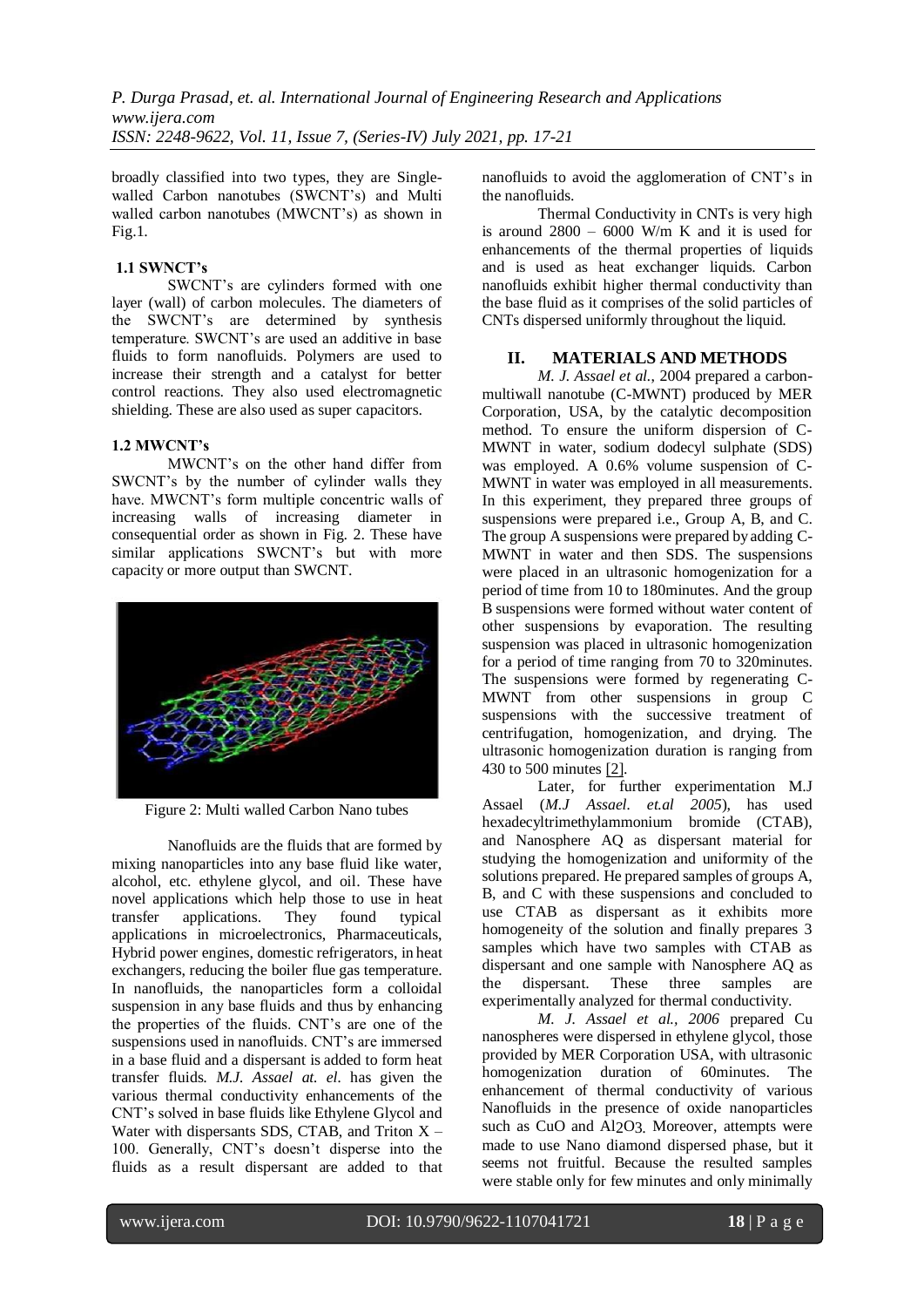broadly classified into two types, they are Single-walled Carbon nanotubes (SWCNT's) and Multi walled carbon nanotubes (MWCNT's) as shown in Fig.1.

### 1.1 SWNCT's

SWCNT's are cylinders formed with one layer (wall) of carbon molecules. The diameters of the SWCNT's are determined by synthesis temperature. SWCNT's are used an additive in base fluids to form nanofluids. Polymers are used to increase their strength and a catalyst for better control reactions. They also used electromagnetic shielding. These are also used as super capacitors.

### 1.2 MWCNT's

MWCNT's on the other hand differ from SWCNT's by the number of cylinder walls they have. MWCNT's form multiple concentric walls of increasing walls of increasing diameter in consequential order as shown in Fig. 2. These have similar applications SWCNT's but with more capacity or more output than SWCNT.

Figure 2: Multi walled Carbon Nano tubes

Nanofluids are the fluids that are formed by mixing nanoparticles into any base fluid like water, alcohol, etc. ethylene glycol, and oil. These have novel applications which help those to use in heat transfer applications. They found typical applications in microelectronics, Pharmaceuticals, Hybrid power engines, domestic refrigerators, in heat exchangers, reducing the boiler flue gas temperature. In nanofluids, the nanoparticles form a colloidal suspension in any base fluids and thus by enhancing the properties of the fluids. CNT's are one of the suspensions used in nanofluids. CNT's are immersed in a base fluid and a dispersant is added to form heat transfer fluids. *M.J. Assael at. el.* has given the various thermal conductivity enhancements of the CNT's solved in base fluids like Ethylene Glycol and Water with dispersants SDS, CTAB, and Triton X – 100. Generally, CNT's doesn't disperse into the fluids as a result dispersant are added to that nanofluids to avoid the agglomeration of CNT's in the nanofluids.

Thermal Conductivity in CNTs is very high is around 2800 – 6000 W/m K and it is used for enhancements of the thermal properties of liquids and is used as heat exchanger liquids. Carbon nanofluids exhibit higher thermal conductivity than the base fluid as it comprises of the solid particles of CNTs dispersed uniformly throughout the liquid.

## II. MATERIALS AND METHODS

*M. J. Assael et al.,* 2004 prepared a carbon-multiwall nanotube (C-MWNT) produced by MER Corporation, USA, by the catalytic decomposition method. To ensure the uniform dispersion of C-MWNT in water, sodium dodecyl sulphate (SDS) was employed. A 0.6% volume suspension of C-MWNT in water was employed in all measurements. In this experiment, they prepared three groups of suspensions were prepared i.e., Group A, B, and C. The group A suspensions were prepared by adding C-MWNT in water and then SDS. The suspensions were placed in an ultrasonic homogenization for a period of time from 10 to 180minutes. And the group B suspensions were formed without water content of other suspensions by evaporation. The resulting suspension was placed in ultrasonic homogenization for a period of time ranging from 70 to 320minutes. The suspensions were formed by regenerating C-MWNT from other suspensions in group C suspensions with the successive treatment of centrifugation, homogenization, and drying. The ultrasonic homogenization duration is ranging from 430 to 500 minutes [2].

Later, for further experimentation M.J Assael (*M.J Assael. et.al 2005*), has used hexadecyltrimethylammonium bromide (CTAB), and Nanosphere AQ as dispersant material for studying the homogenization and uniformity of the solutions prepared. He prepared samples of groups A, B, and C with these suspensions and concluded to use CTAB as dispersant as it exhibits more homogeneity of the solution and finally prepares 3 samples which have two samples with CTAB as dispersant and one sample with Nanosphere AQ as the dispersant. These three samples are experimentally analyzed for thermal conductivity.

*M. J. Assael et al., 2006* prepared Cu nanospheres were dispersed in ethylene glycol, those provided by MER Corporation USA, with ultrasonic homogenization duration of 60minutes. The enhancement of thermal conductivity of various Nanofluids in the presence of oxide nanoparticles such as CuO and $Al_2O_3$. Moreover, attempts were made to use Nano diamond dispersed phase, but it seems not fruitful. Because the resulted samples were stable only for few minutes and only minimally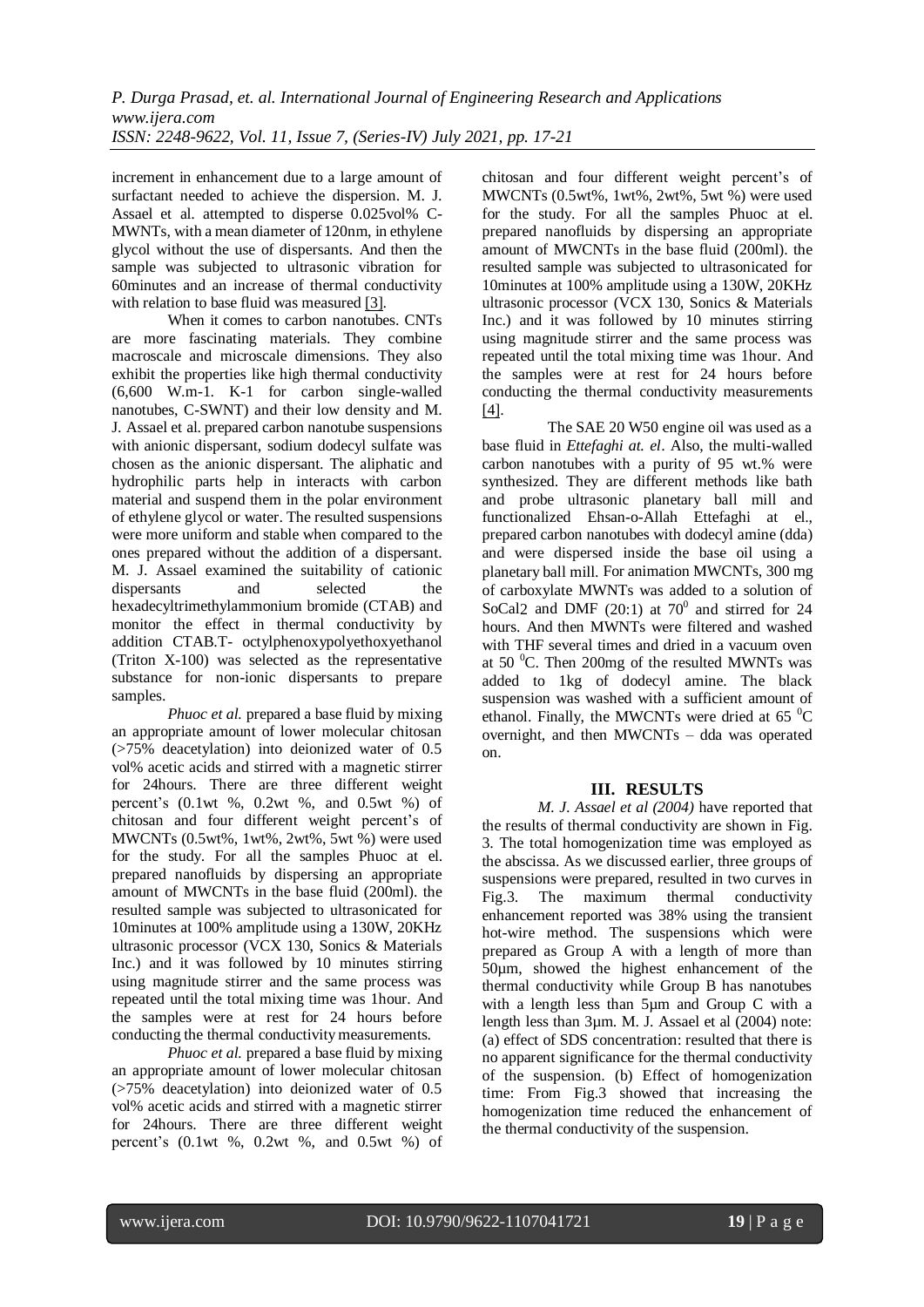increment in enhancement due to a large amount of surfactant needed to achieve the dispersion. M. J. Assael et al. attempted to disperse 0.025vol% C-MWNTs, with a mean diameter of 120nm, in ethylene glycol without the use of dispersants. And then the sample was subjected to ultrasonic vibration for 60minutes and an increase of thermal conductivity with relation to base fluid was measured [3].

When it comes to carbon nanotubes. CNTs are more fascinating materials. They combine macroscale and microscale dimensions. They also exhibit the properties like high thermal conductivity (6,600 W.m-1. K-1 for carbon single-walled nanotubes, C-SWNT) and their low density and M. J. Assael et al. prepared carbon nanotube suspensions with anionic dispersant, sodium dodecyl sulfate was chosen as the anionic dispersant. The aliphatic and hydrophilic parts help in interacts with carbon material and suspend them in the polar environment of ethylene glycol or water. The resulted suspensions were more uniform and stable when compared to the ones prepared without the addition of a dispersant. M. J. Assael examined the suitability of cationic dispersants and selected the hexadecyltrimethylammonium bromide (CTAB) and monitor the effect in thermal conductivity by addition CTAB.T- octylphenoxypolyethoxyethanol (Triton X-100) was selected as the representative substance for non-ionic dispersants to prepare samples.

*Phuoc et al.* prepared a base fluid by mixing an appropriate amount of lower molecular chitosan (>75% deacetylation) into deionized water of 0.5 vol% acetic acids and stirred with a magnetic stirrer for 24hours. There are three different weight percent's (0.1wt %, 0.2wt %, and 0.5wt %) of chitosan and four different weight percent's of MWCNTs (0.5wt%, 1wt%, 2wt%, 5wt %) were used for the study. For all the samples Phuoc at el. prepared nanofluids by dispersing an appropriate amount of MWCNTs in the base fluid (200ml). the resulted sample was subjected to ultrasonicated for 10minutes at 100% amplitude using a 130W, 20KHz ultrasonic processor (VCX 130, Sonics & Materials Inc.) and it was followed by 10 minutes stirring using magnitude stirrer and the same process was repeated until the total mixing time was 1hour. And the samples were at rest for 24 hours before conducting the thermal conductivity measurements.

*Phuoc et al.* prepared a base fluid by mixing an appropriate amount of lower molecular chitosan (>75% deacetylation) into deionized water of 0.5 vol% acetic acids and stirred with a magnetic stirrer for 24hours. There are three different weight percent's (0.1wt %, 0.2wt %, and 0.5wt %) of chitosan and four different weight percent's of MWCNTs (0.5wt%, 1wt%, 2wt%, 5wt %) were used for the study. For all the samples Phuoc at el. prepared nanofluids by dispersing an appropriate amount of MWCNTs in the base fluid (200ml). the resulted sample was subjected to ultrasonicated for 10minutes at 100% amplitude using a 130W, 20KHz ultrasonic processor (VCX 130, Sonics & Materials Inc.) and it was followed by 10 minutes stirring using magnitude stirrer and the same process was repeated until the total mixing time was 1hour. And the samples were at rest for 24 hours before conducting the thermal conductivity measurements [4].

The SAE 20 W50 engine oil was used as a base fluid in *Ettefaghi at. el*. Also, the multi-walled carbon nanotubes with a purity of 95 wt.% were synthesized. They are different methods like bath and probe ultrasonic planetary ball mill and functionalized Ehsan-o-Allah Ettefaghi at el., prepared carbon nanotubes with dodecyl amine (dda) and were dispersed inside the base oil using a planetary ball mill. For animation MWCNTs, 300 mg of carboxylate MWNTs was added to a solution of $SoCal_2$ and DMF (20:1) at $70^0$ and stirred for 24 hours. And then MWNTs were filtered and washed with THF several times and dried in a vacuum oven at 50 $^0$C. Then 200mg of the resulted MWNTs was added to 1kg of dodecyl amine. The black suspension was washed with a sufficient amount of ethanol. Finally, the MWCNTs were dried at 65 $^0$C overnight, and then MWCNTs – dda was operated on.

## III. RESULTS

*M. J. Assael et al (2004)* have reported that the results of thermal conductivity are shown in Fig. 3. The total homogenization time was employed as the abscissa. As we discussed earlier, three groups of suspensions were prepared, resulted in two curves in Fig.3. The maximum thermal conductivity enhancement reported was 38% using the transient hot-wire method. The suspensions which were prepared as Group A with a length of more than 50µm, showed the highest enhancement of the thermal conductivity while Group B has nanotubes with a length less than 5µm and Group C with a length less than 3µm. M. J. Assael et al (2004) note: (a) effect of SDS concentration: resulted that there is no apparent significance for the thermal conductivity of the suspension. (b) Effect of homogenization time: From Fig.3 showed that increasing the homogenization time reduced the enhancement of the thermal conductivity of the suspension.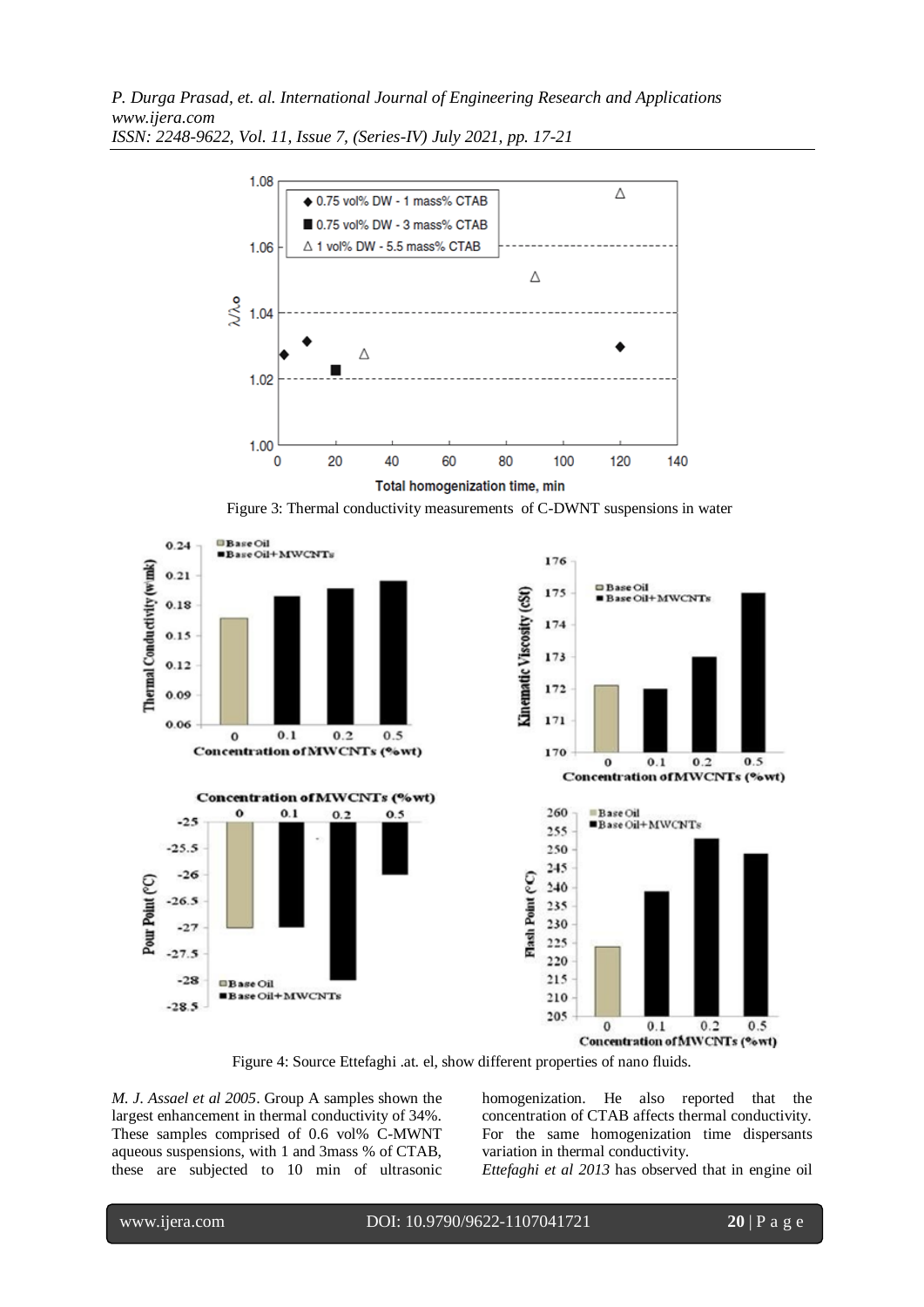Figure 3: Thermal conductivity measurements of C-DWNT suspensions in water

Figure 4: Source Ettefaghi .at. el, show different properties of nano fluids.

*M. J. Assael et al 2005*. Group A samples shown the largest enhancement in thermal conductivity of 34%. These samples comprised of 0.6 vol% C-MWNT aqueous suspensions, with 1 and 3mass % of CTAB, these are subjected to 10 min of ultrasonic homogenization. He also reported that the concentration of CTAB affects thermal conductivity. For the same homogenization time dispersants variation in thermal conductivity.

*Ettefaghi et al 2013* has observed that in engine oil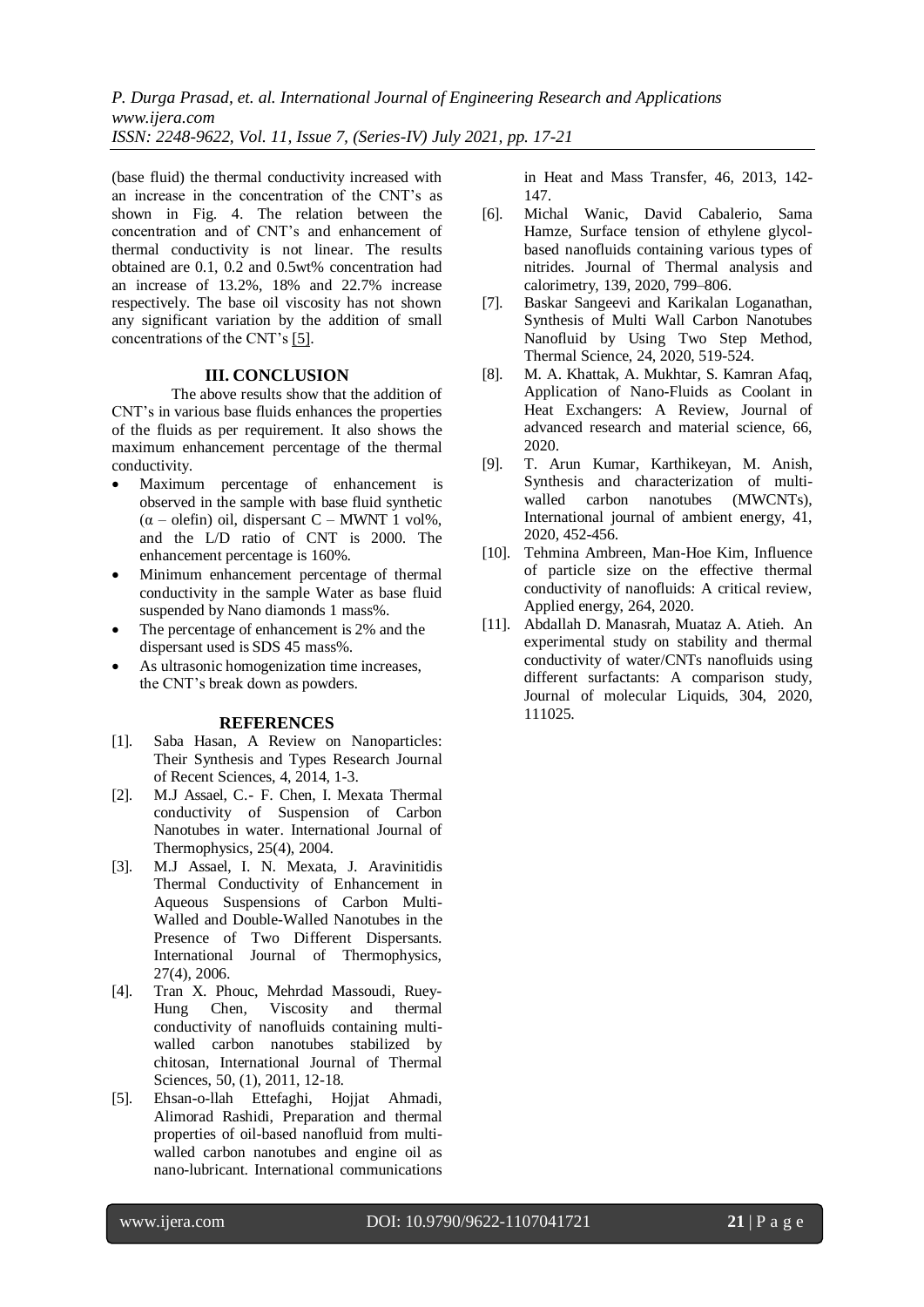(base fluid) the thermal conductivity increased with an increase in the concentration of the CNT's as shown in Fig. 4. The relation between the concentration and of CNT's and enhancement of thermal conductivity is not linear. The results obtained are 0.1, 0.2 and 0.5wt% concentration had an increase of 13.2%, 18% and 22.7% increase respectively. The base oil viscosity has not shown any significant variation by the addition of small concentrations of the CNT's [5].

## III. CONCLUSION

The above results show that the addition of CNT's in various base fluids enhances the properties of the fluids as per requirement. It also shows the maximum enhancement percentage of the thermal conductivity.

- Maximum percentage of enhancement is observed in the sample with base fluid synthetic ($\alpha$ – olefin) oil, dispersant C – MWNT 1 vol%, and the L/D ratio of CNT is 2000. The enhancement percentage is 160%.
- Minimum enhancement percentage of thermal conductivity in the sample Water as base fluid suspended by Nano diamonds 1 mass%.
- The percentage of enhancement is 2% and the dispersant used is SDS 45 mass%.
- As ultrasonic homogenization time increases, the CNT's break down as powders.

## REFERENCES

[1]. Saba Hasan, A Review on Nanoparticles: Their Synthesis and Types Research Journal of Recent Sciences, 4, 2014, 1-3.

[2]. M.J Assael, C.- F. Chen, I. Mexata Thermal conductivity of Suspension of Carbon Nanotubes in water. International Journal of Thermophysics, 25(4), 2004.

[3]. M.J Assael, I. N. Mexata, J. Aravinitidis Thermal Conductivity of Enhancement in Aqueous Suspensions of Carbon Multi-Walled and Double-Walled Nanotubes in the Presence of Two Different Dispersants. International Journal of Thermophysics, 27(4), 2006.

[4]. Tran X. Phouc, Mehrdad Massoudi, Ruey-Hung Chen, Viscosity and thermal conductivity of nanofluids containing multi-walled carbon nanotubes stabilized by chitosan, International Journal of Thermal Sciences, 50, (1), 2011, 12-18.

[5]. Ehsan-o-llah Ettefaghi, Hojjat Ahmadi, Alimorad Rashidi, Preparation and thermal properties of oil-based nanofluid from multi-walled carbon nanotubes and engine oil as nano-lubricant. International communications in Heat and Mass Transfer, 46, 2013, 142-147.

[6]. Michal Wanic, David Cabalerio, Sama Hamze, Surface tension of ethylene glycol-based nanofluids containing various types of nitrides. Journal of Thermal analysis and calorimetry, 139, 2020, 799–806.

[7]. Baskar Sangeevi and Karikalan Loganathan, Synthesis of Multi Wall Carbon Nanotubes Nanofluid by Using Two Step Method, Thermal Science, 24, 2020, 519-524.

[8]. M. A. Khattak, A. Mukhtar, S. Kamran Afaq, Application of Nano-Fluids as Coolant in Heat Exchangers: A Review, Journal of advanced research and material science, 66, 2020.

[9]. T. Arun Kumar, Karthikeyan, M. Anish, Synthesis and characterization of multi-walled carbon nanotubes (MWCNTs), International journal of ambient energy, 41, 2020, 452-456.

[10]. Tehmina Ambreen, Man-Hoe Kim, Influence of particle size on the effective thermal conductivity of nanofluids: A critical review, Applied energy, 264, 2020.

[11]. Abdallah D. Manasrah, Muataz A. Atieh. An experimental study on stability and thermal conductivity of water/CNTs nanofluids using different surfactants: A comparison study, Journal of molecular Liquids, 304, 2020, 111025.